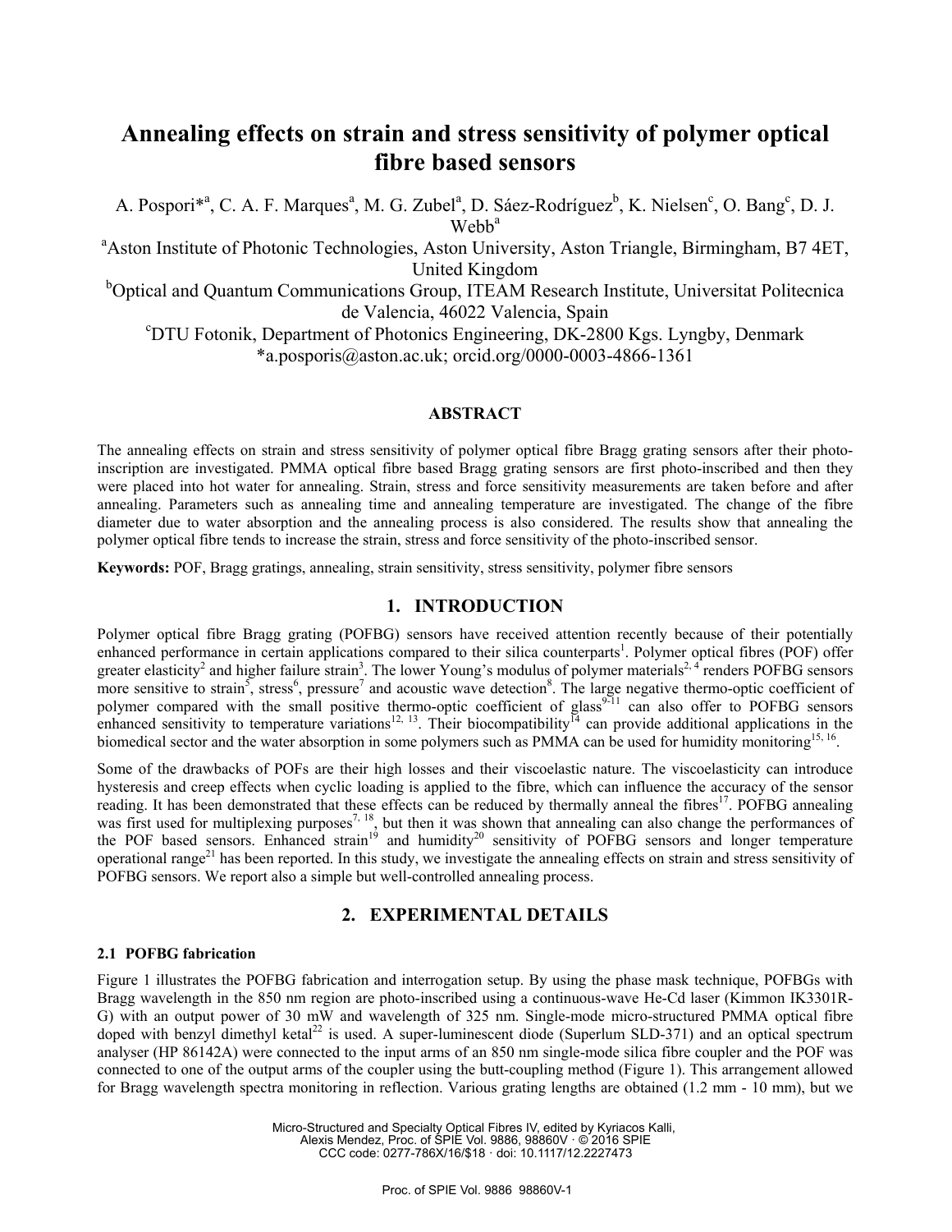# Annealing effects on strain and stress sensitivity of polymer optical fibre based sensors

A. Pospori*[a], C. A. F. Marques[a], M. G. Zubel[a], D. Sáez-Rodríguez[b], K. Nielsen[c], O. Bang[c], D. J. Webb[a]

[a]Aston Institute of Photonic Technologies, Aston University, Aston Triangle, Birmingham, B7 4ET, United Kingdom

[b]Optical and Quantum Communications Group, ITEAM Research Institute, Universitat Politecnica de Valencia, 46022 Valencia, Spain

[c]DTU Fotonik, Department of Photonics Engineering, DK-2800 Kgs. Lyngby, Denmark

*a.posporis@aston.ac.uk; orcid.org/0000-0003-4866-1361

## ABSTRACT

The annealing effects on strain and stress sensitivity of polymer optical fibre Bragg grating sensors after their photo-inscription are investigated. PMMA optical fibre based Bragg grating sensors are first photo-inscribed and then they were placed into hot water for annealing. Strain, stress and force sensitivity measurements are taken before and after annealing. Parameters such as annealing time and annealing temperature are investigated. The change of the fibre diameter due to water absorption and the annealing process is also considered. The results show that annealing the polymer optical fibre tends to increase the strain, stress and force sensitivity of the photo-inscribed sensor.

**Keywords:** POF, Bragg gratings, annealing, strain sensitivity, stress sensitivity, polymer fibre sensors

## 1. INTRODUCTION

Polymer optical fibre Bragg grating (POFBG) sensors have received attention recently because of their potentially enhanced performance in certain applications compared to their silica counterparts[1]. Polymer optical fibres (POF) offer greater elasticity[2] and higher failure strain[3]. The lower Young's modulus of polymer materials[2, 4] renders POFBG sensors more sensitive to strain[5], stress[6], pressure[7] and acoustic wave detection[8]. The large negative thermo-optic coefficient of polymer compared with the small positive thermo-optic coefficient of glass[9-11] can also offer to POFBG sensors enhanced sensitivity to temperature variations[12, 13]. Their biocompatibility[14] can provide additional applications in the biomedical sector and the water absorption in some polymers such as PMMA can be used for humidity monitoring[15, 16].

Some of the drawbacks of POFs are their high losses and their viscoelastic nature. The viscoelasticity can introduce hysteresis and creep effects when cyclic loading is applied to the fibre, which can influence the accuracy of the sensor reading. It has been demonstrated that these effects can be reduced by thermally anneal the fibres[17]. POFBG annealing was first used for multiplexing purposes[7, 18], but then it was shown that annealing can also change the performances of the POF based sensors. Enhanced strain[19] and humidity[20] sensitivity of POFBG sensors and longer temperature operational range[21] has been reported. In this study, we investigate the annealing effects on strain and stress sensitivity of POFBG sensors. We report also a simple but well-controlled annealing process.

## 2. EXPERIMENTAL DETAILS

### 2.1 POFBG fabrication

Figure 1 illustrates the POFBG fabrication and interrogation setup. By using the phase mask technique, POFBGs with Bragg wavelength in the 850 nm region are photo-inscribed using a continuous-wave He-Cd laser (Kimmon IK3301R-G) with an output power of 30 mW and wavelength of 325 nm. Single-mode micro-structured PMMA optical fibre doped with benzyl dimethyl ketal[22] is used. A super-luminescent diode (Superlum SLD-371) and an optical spectrum analyser (HP 86142A) were connected to the input arms of an 850 nm single-mode silica fibre coupler and the POF was connected to one of the output arms of the coupler using the butt-coupling method (Figure 1). This arrangement allowed for Bragg wavelength spectra monitoring in reflection. Various grating lengths are obtained (1.2 mm - 10 mm), but we

Micro-Structured and Specialty Optical Fibres IV, edited by Kyriacos Kalli, Alexis Mendez, Proc. of SPIE Vol. 9886, 98860V · © 2016 SPIE CCC code: 0277-786X/16/$18 · doi: 10.1117/12.2227473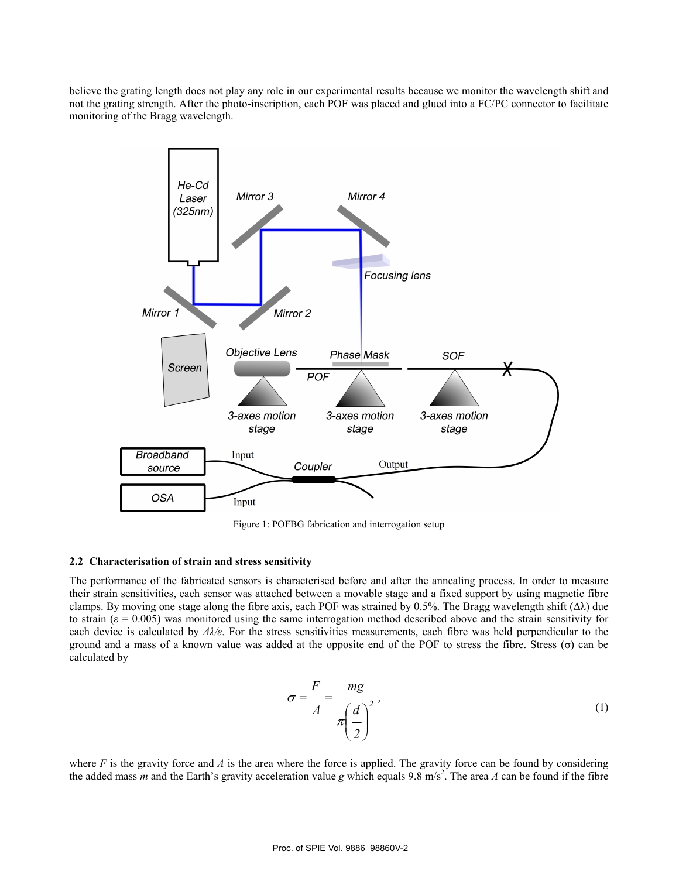believe the grating length does not play any role in our experimental results because we monitor the wavelength shift and not the grating strength. After the photo-inscription, each POF was placed and glued into a FC/PC connector to facilitate monitoring of the Bragg wavelength.

Figure 1: POFBG fabrication and interrogation setup

### 2.2 Characterisation of strain and stress sensitivity

The performance of the fabricated sensors is characterised before and after the annealing process. In order to measure their strain sensitivities, each sensor was attached between a movable stage and a fixed support by using magnetic fibre clamps. By moving one stage along the fibre axis, each POF was strained by 0.5%. The Bragg wavelength shift ($\Delta\lambda$) due to strain ($\varepsilon = 0.005$) was monitored using the same interrogation method described above and the strain sensitivity for each device is calculated by $\Delta\lambda/\varepsilon$. For the stress sensitivities measurements, each fibre was held perpendicular to the ground and a mass of a known value was added at the opposite end of the POF to stress the fibre. Stress ($\sigma$) can be calculated by

$$\sigma = \frac{F}{A} = \frac{mg}{\pi\left(\frac{d}{2}\right)^2}, \tag{1}$$

where $F$ is the gravity force and $A$ is the area where the force is applied. The gravity force can be found by considering the added mass $m$ and the Earth's gravity acceleration value $g$ which equals 9.8 m/s$^2$. The area $A$ can be found if the fibre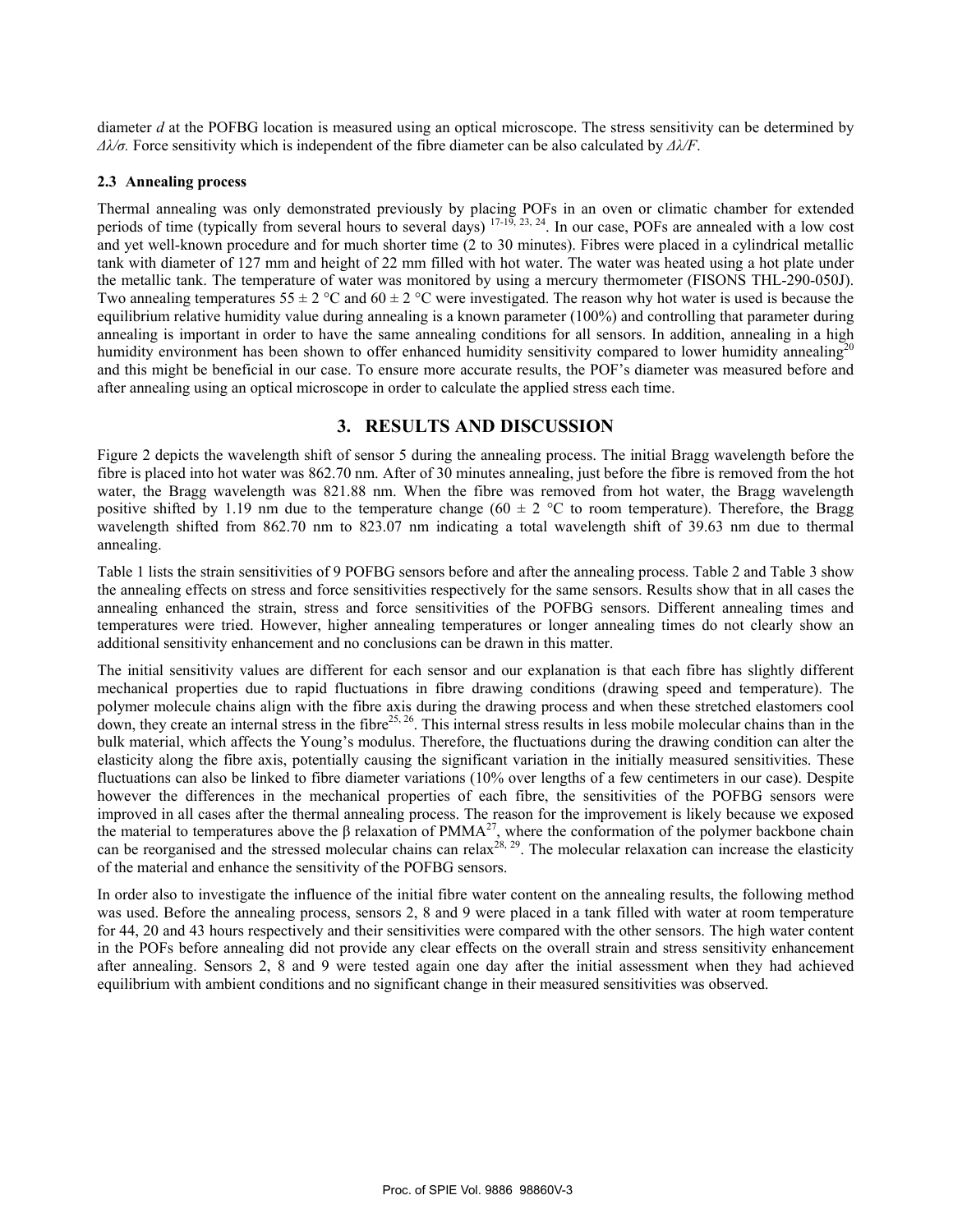diameter $d$ at the POFBG location is measured using an optical microscope. The stress sensitivity can be determined by $\Delta\lambda/\sigma$. Force sensitivity which is independent of the fibre diameter can be also calculated by $\Delta\lambda/F$.

### 2.3 Annealing process

Thermal annealing was only demonstrated previously by placing POFs in an oven or climatic chamber for extended periods of time (typically from several hours to several days) [17-19, 23, 24]. In our case, POFs are annealed with a low cost and yet well-known procedure and for much shorter time (2 to 30 minutes). Fibres were placed in a cylindrical metallic tank with diameter of 127 mm and height of 22 mm filled with hot water. The water was heated using a hot plate under the metallic tank. The temperature of water was monitored by using a mercury thermometer (FISONS THL-290-050J). Two annealing temperatures 55 ± 2 °C and 60 ± 2 °C were investigated. The reason why hot water is used is because the equilibrium relative humidity value during annealing is a known parameter (100%) and controlling that parameter during annealing is important in order to have the same annealing conditions for all sensors. In addition, annealing in a high humidity environment has been shown to offer enhanced humidity sensitivity compared to lower humidity annealing[20] and this might be beneficial in our case. To ensure more accurate results, the POF's diameter was measured before and after annealing using an optical microscope in order to calculate the applied stress each time.

## 3. RESULTS AND DISCUSSION

Figure 2 depicts the wavelength shift of sensor 5 during the annealing process. The initial Bragg wavelength before the fibre is placed into hot water was 862.70 nm. After of 30 minutes annealing, just before the fibre is removed from the hot water, the Bragg wavelength was 821.88 nm. When the fibre was removed from hot water, the Bragg wavelength positive shifted by 1.19 nm due to the temperature change (60 ± 2 °C to room temperature). Therefore, the Bragg wavelength shifted from 862.70 nm to 823.07 nm indicating a total wavelength shift of 39.63 nm due to thermal annealing.

Table 1 lists the strain sensitivities of 9 POFBG sensors before and after the annealing process. Table 2 and Table 3 show the annealing effects on stress and force sensitivities respectively for the same sensors. Results show that in all cases the annealing enhanced the strain, stress and force sensitivities of the POFBG sensors. Different annealing times and temperatures were tried. However, higher annealing temperatures or longer annealing times do not clearly show an additional sensitivity enhancement and no conclusions can be drawn in this matter.

The initial sensitivity values are different for each sensor and our explanation is that each fibre has slightly different mechanical properties due to rapid fluctuations in fibre drawing conditions (drawing speed and temperature). The polymer molecule chains align with the fibre axis during the drawing process and when these stretched elastomers cool down, they create an internal stress in the fibre[25, 26]. This internal stress results in less mobile molecular chains than in the bulk material, which affects the Young's modulus. Therefore, the fluctuations during the drawing condition can alter the elasticity along the fibre axis, potentially causing the significant variation in the initially measured sensitivities. These fluctuations can also be linked to fibre diameter variations (10% over lengths of a few centimeters in our case). Despite however the differences in the mechanical properties of each fibre, the sensitivities of the POFBG sensors were improved in all cases after the thermal annealing process. The reason for the improvement is likely because we exposed the material to temperatures above the β relaxation of PMMA[27], where the conformation of the polymer backbone chain can be reorganised and the stressed molecular chains can relax[28, 29]. The molecular relaxation can increase the elasticity of the material and enhance the sensitivity of the POFBG sensors.

In order also to investigate the influence of the initial fibre water content on the annealing results, the following method was used. Before the annealing process, sensors 2, 8 and 9 were placed in a tank filled with water at room temperature for 44, 20 and 43 hours respectively and their sensitivities were compared with the other sensors. The high water content in the POFs before annealing did not provide any clear effects on the overall strain and stress sensitivity enhancement after annealing. Sensors 2, 8 and 9 were tested again one day after the initial assessment when they had achieved equilibrium with ambient conditions and no significant change in their measured sensitivities was observed.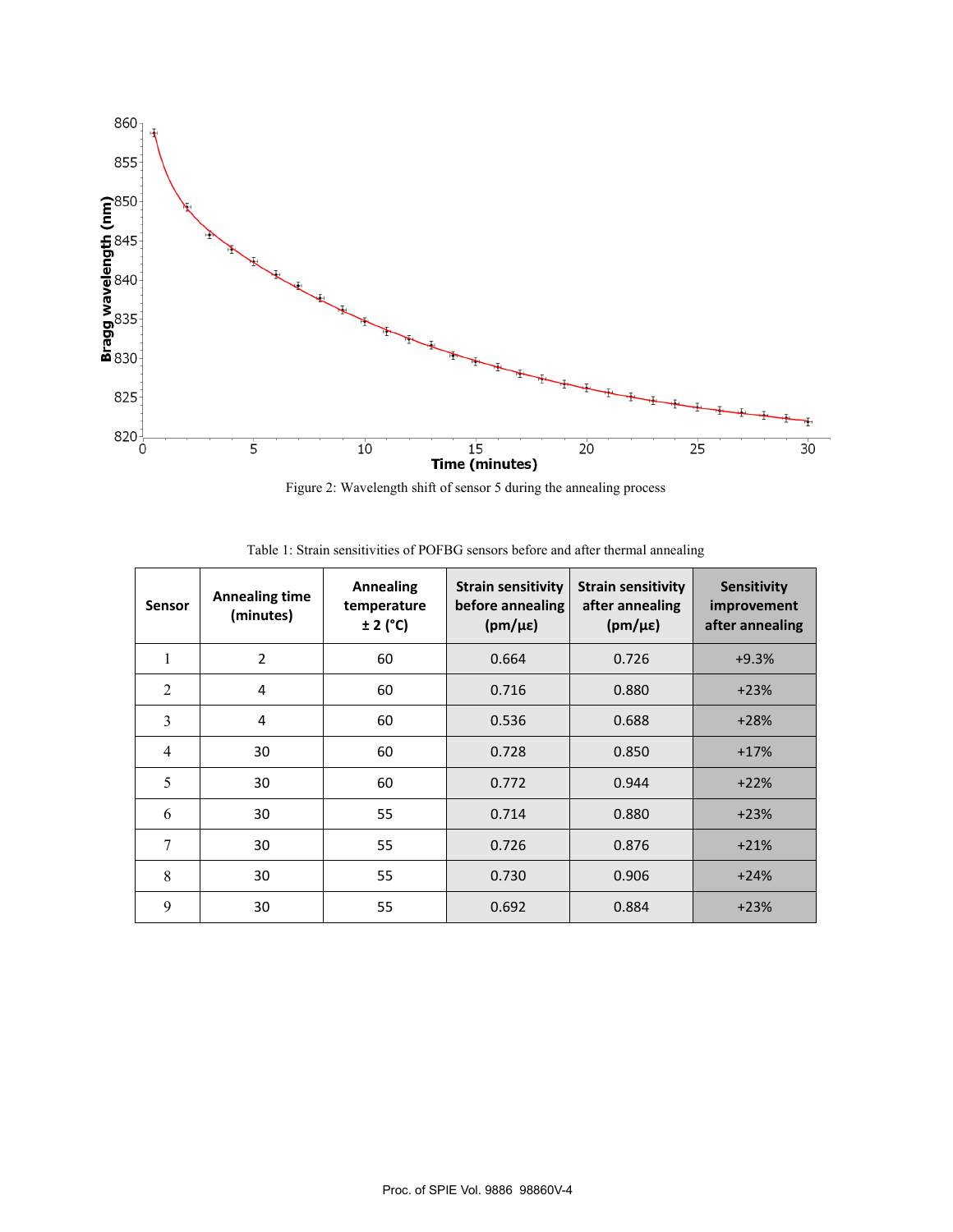Figure 2: Wavelength shift of sensor 5 during the annealing process

Table 1: Strain sensitivities of POFBG sensors before and after thermal annealing

| Sensor | Annealing time (minutes) | Annealing temperature ± 2 (°C) | Strain sensitivity before annealing (pm/με) | Strain sensitivity after annealing (pm/με) | Sensitivity improvement after annealing |
|---|---|---|---|---|---|
| 1 | 2 | 60 | 0.664 | 0.726 | +9.3% |
| 2 | 4 | 60 | 0.716 | 0.880 | +23% |
| 3 | 4 | 60 | 0.536 | 0.688 | +28% |
| 4 | 30 | 60 | 0.728 | 0.850 | +17% |
| 5 | 30 | 60 | 0.772 | 0.944 | +22% |
| 6 | 30 | 55 | 0.714 | 0.880 | +23% |
| 7 | 30 | 55 | 0.726 | 0.876 | +21% |
| 8 | 30 | 55 | 0.730 | 0.906 | +24% |
| 9 | 30 | 55 | 0.692 | 0.884 | +23% |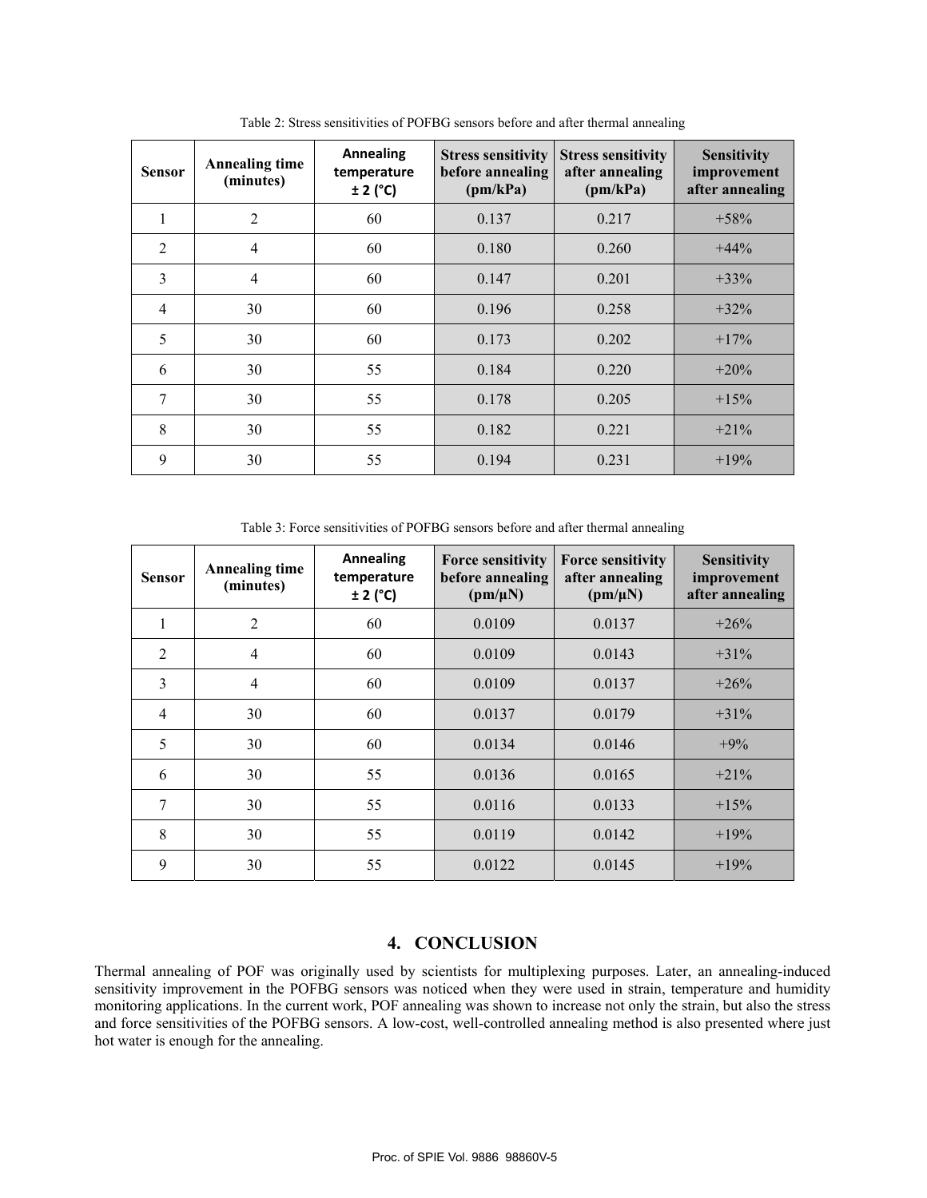Table 2: Stress sensitivities of POFBG sensors before and after thermal annealing

| Sensor | Annealing time (minutes) | Annealing temperature ± 2 (°C) | Stress sensitivity before annealing (pm/kPa) | Stress sensitivity after annealing (pm/kPa) | Sensitivity improvement after annealing |
|---|---|---|---|---|---|
| 1 | 2 | 60 | 0.137 | 0.217 | +58% |
| 2 | 4 | 60 | 0.180 | 0.260 | +44% |
| 3 | 4 | 60 | 0.147 | 0.201 | +33% |
| 4 | 30 | 60 | 0.196 | 0.258 | +32% |
| 5 | 30 | 60 | 0.173 | 0.202 | +17% |
| 6 | 30 | 55 | 0.184 | 0.220 | +20% |
| 7 | 30 | 55 | 0.178 | 0.205 | +15% |
| 8 | 30 | 55 | 0.182 | 0.221 | +21% |
| 9 | 30 | 55 | 0.194 | 0.231 | +19% |

Table 3: Force sensitivities of POFBG sensors before and after thermal annealing

| Sensor | Annealing time (minutes) | Annealing temperature ± 2 (°C) | Force sensitivity before annealing (pm/μN) | Force sensitivity after annealing (pm/μN) | Sensitivity improvement after annealing |
|---|---|---|---|---|---|
| 1 | 2 | 60 | 0.0109 | 0.0137 | +26% |
| 2 | 4 | 60 | 0.0109 | 0.0143 | +31% |
| 3 | 4 | 60 | 0.0109 | 0.0137 | +26% |
| 4 | 30 | 60 | 0.0137 | 0.0179 | +31% |
| 5 | 30 | 60 | 0.0134 | 0.0146 | +9% |
| 6 | 30 | 55 | 0.0136 | 0.0165 | +21% |
| 7 | 30 | 55 | 0.0116 | 0.0133 | +15% |
| 8 | 30 | 55 | 0.0119 | 0.0142 | +19% |
| 9 | 30 | 55 | 0.0122 | 0.0145 | +19% |

# 4. CONCLUSION

Thermal annealing of POF was originally used by scientists for multiplexing purposes. Later, an annealing-induced sensitivity improvement in the POFBG sensors was noticed when they were used in strain, temperature and humidity monitoring applications. In the current work, POF annealing was shown to increase not only the strain, but also the stress and force sensitivities of the POFBG sensors. A low-cost, well-controlled annealing method is also presented where just hot water is enough for the annealing.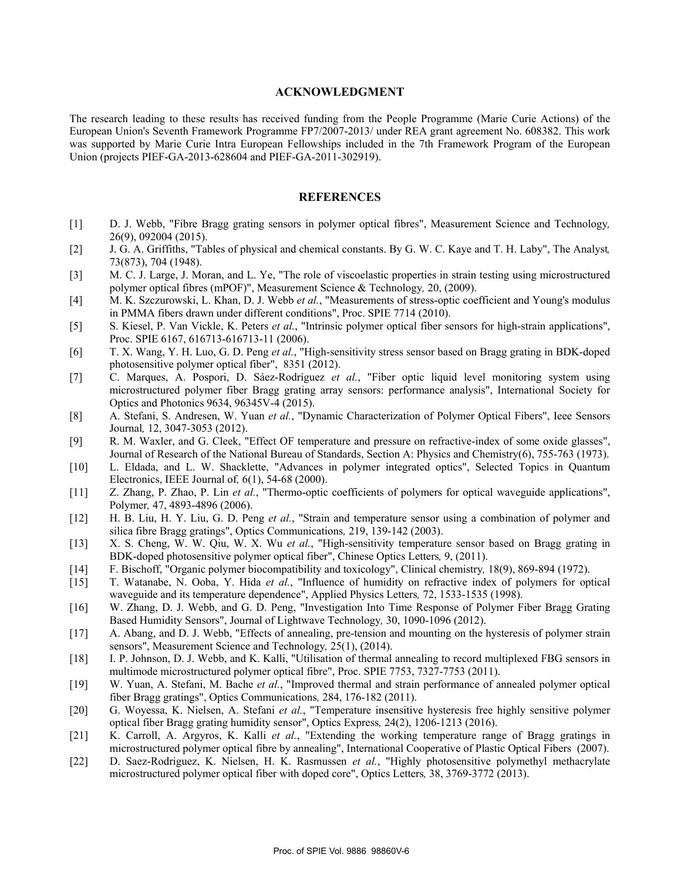## ACKNOWLEDGMENT

The research leading to these results has received funding from the People Programme (Marie Curie Actions) of the European Union's Seventh Framework Programme FP7/2007-2013/ under REA grant agreement No. 608382. This work was supported by Marie Curie Intra European Fellowships included in the 7th Framework Program of the European Union (projects PIEF-GA-2013-628604 and PIEF-GA-2011-302919).

## REFERENCES

[1] D. J. Webb, "Fibre Bragg grating sensors in polymer optical fibres", Measurement Science and Technology*,* 26(9), 092004 (2015).

[2] J. G. A. Griffiths, "Tables of physical and chemical constants. By G. W. C. Kaye and T. H. Laby", The Analyst*,* 73(873), 704 (1948).

[3] M. C. J. Large, J. Moran, and L. Ye, "The role of viscoelastic properties in strain testing using microstructured polymer optical fibres (mPOF)", Measurement Science & Technology*,* 20, (2009).

[4] M. K. Szczurowski, L. Khan, D. J. Webb *et al.*, "Measurements of stress-optic coefficient and Young's modulus in PMMA fibers drawn under different conditions", Proc. SPIE 7714 (2010).

[5] S. Kiesel, P. Van Vickle, K. Peters *et al.*, "Intrinsic polymer optical fiber sensors for high-strain applications", Proc. SPIE 6167, 616713-616713-11 (2006).

[6] T. X. Wang, Y. H. Luo, G. D. Peng *et al.*, "High-sensitivity stress sensor based on Bragg grating in BDK-doped photosensitive polymer optical fiber", 8351 (2012).

[7] C. Marques, A. Pospori, D. Sáez-Rodríguez *et al.*, "Fiber optic liquid level monitoring system using microstructured polymer fiber Bragg grating array sensors: performance analysis", International Society for Optics and Photonics 9634, 96345V-4 (2015).

[8] A. Stefani, S. Andresen, W. Yuan *et al.*, "Dynamic Characterization of Polymer Optical Fibers", Ieee Sensors Journal*,* 12, 3047-3053 (2012).

[9] R. M. Waxler, and G. Cleek, "Effect OF temperature and pressure on refractive-index of some oxide glasses", Journal of Research of the National Bureau of Standards, Section A: Physics and Chemistry(6), 755-763 (1973).

[10] L. Eldada, and L. W. Shacklette, "Advances in polymer integrated optics", Selected Topics in Quantum Electronics, IEEE Journal of*,* 6(1), 54-68 (2000).

[11] Z. Zhang, P. Zhao, P. Lin *et al.*, "Thermo-optic coefficients of polymers for optical waveguide applications", Polymer*,* 47, 4893-4896 (2006).

[12] H. B. Liu, H. Y. Liu, G. D. Peng *et al.*, "Strain and temperature sensor using a combination of polymer and silica fibre Bragg gratings", Optics Communications*,* 219, 139-142 (2003).

[13] X. S. Cheng, W. W. Qiu, W. X. Wu *et al.*, "High-sensitivity temperature sensor based on Bragg grating in BDK-doped photosensitive polymer optical fiber", Chinese Optics Letters*,* 9, (2011).

[14] F. Bischoff, "Organic polymer biocompatibility and toxicology", Clinical chemistry*,* 18(9), 869-894 (1972).

[15] T. Watanabe, N. Ooba, Y. Hida *et al.*, "Influence of humidity on refractive index of polymers for optical waveguide and its temperature dependence", Applied Physics Letters*,* 72, 1533-1535 (1998).

[16] W. Zhang, D. J. Webb, and G. D. Peng, "Investigation Into Time Response of Polymer Fiber Bragg Grating Based Humidity Sensors", Journal of Lightwave Technology*,* 30, 1090-1096 (2012).

[17] A. Abang, and D. J. Webb, "Effects of annealing, pre-tension and mounting on the hysteresis of polymer strain sensors", Measurement Science and Technology*,* 25(1), (2014).

[18] I. P. Johnson, D. J. Webb, and K. Kalli, "Utilisation of thermal annealing to record multiplexed FBG sensors in multimode microstructured polymer optical fibre", Proc. SPIE 7753, 7327-7753 (2011).

[19] W. Yuan, A. Stefani, M. Bache *et al.*, "Improved thermal and strain performance of annealed polymer optical fiber Bragg gratings", Optics Communications*,* 284, 176-182 (2011).

[20] G. Woyessa, K. Nielsen, A. Stefani *et al.*, "Temperature insensitive hysteresis free highly sensitive polymer optical fiber Bragg grating humidity sensor", Optics Express*,* 24(2), 1206-1213 (2016).

[21] K. Carroll, A. Argyros, K. Kalli *et al.*, "Extending the working temperature range of Bragg gratings in microstructured polymer optical fibre by annealing", International Cooperative of Plastic Optical Fibers (2007).

[22] D. Saez-Rodriguez, K. Nielsen, H. K. Rasmussen *et al.*, "Highly photosensitive polymethyl methacrylate microstructured polymer optical fiber with doped core", Optics Letters*,* 38, 3769-3772 (2013).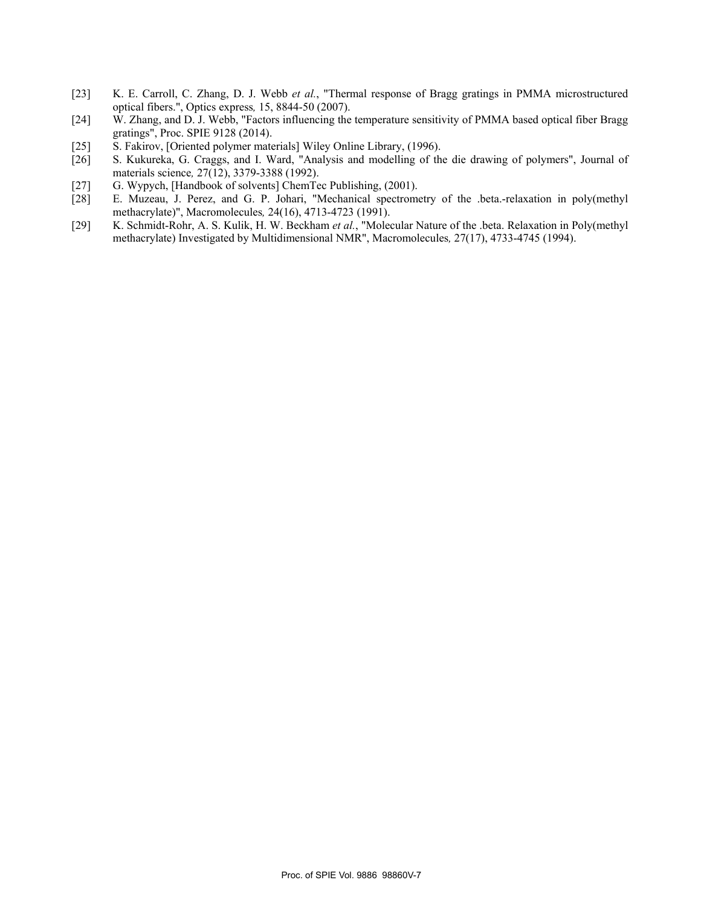[23] K. E. Carroll, C. Zhang, D. J. Webb *et al.*, "Thermal response of Bragg gratings in PMMA microstructured optical fibers.", Optics express*,* 15, 8844-50 (2007).

[24] W. Zhang, and D. J. Webb, "Factors influencing the temperature sensitivity of PMMA based optical fiber Bragg gratings", Proc. SPIE 9128 (2014).

[25] S. Fakirov, [Oriented polymer materials] Wiley Online Library, (1996).

[26] S. Kukureka, G. Craggs, and I. Ward, "Analysis and modelling of the die drawing of polymers", Journal of materials science*,* 27(12), 3379-3388 (1992).

[27] G. Wypych, [Handbook of solvents] ChemTec Publishing, (2001).

[28] E. Muzeau, J. Perez, and G. P. Johari, "Mechanical spectrometry of the .beta.-relaxation in poly(methyl methacrylate)", Macromolecules*,* 24(16), 4713-4723 (1991).

[29] K. Schmidt-Rohr, A. S. Kulik, H. W. Beckham *et al.*, "Molecular Nature of the .beta. Relaxation in Poly(methyl methacrylate) Investigated by Multidimensional NMR", Macromolecules*,* 27(17), 4733-4745 (1994).